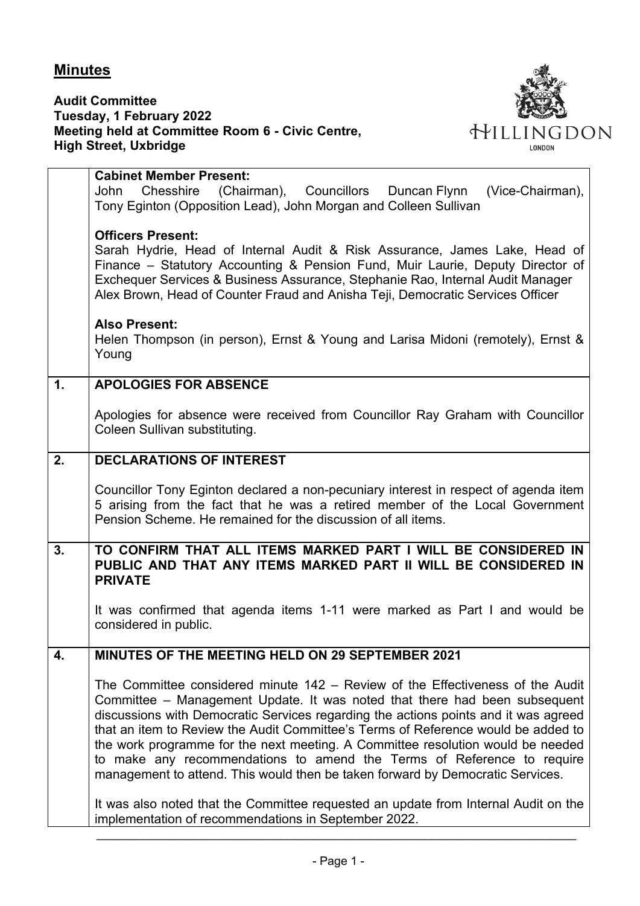# Minutes

**Audit Committee**
**Tuesday, 1 February 2022**
**Meeting held at Committee Room 6 - Civic Centre, High Street, Uxbridge**

**Cabinet Member Present:**
John Chesshire (Chairman), Councillors Duncan Flynn (Vice-Chairman), Tony Eginton (Opposition Lead), John Morgan and Colleen Sullivan

**Officers Present:**
Sarah Hydrie, Head of Internal Audit & Risk Assurance, James Lake, Head of Finance – Statutory Accounting & Pension Fund, Muir Laurie, Deputy Director of Exchequer Services & Business Assurance, Stephanie Rao, Internal Audit Manager Alex Brown, Head of Counter Fraud and Anisha Teji, Democratic Services Officer

**Also Present:**
Helen Thompson (in person), Ernst & Young and Larisa Midoni (remotely), Ernst & Young

## 1. APOLOGIES FOR ABSENCE

Apologies for absence were received from Councillor Ray Graham with Councillor Coleen Sullivan substituting.

## 2. DECLARATIONS OF INTEREST

Councillor Tony Eginton declared a non-pecuniary interest in respect of agenda item 5 arising from the fact that he was a retired member of the Local Government Pension Scheme. He remained for the discussion of all items.

## 3. TO CONFIRM THAT ALL ITEMS MARKED PART I WILL BE CONSIDERED IN PUBLIC AND THAT ANY ITEMS MARKED PART II WILL BE CONSIDERED IN PRIVATE

It was confirmed that agenda items 1-11 were marked as Part I and would be considered in public.

## 4. MINUTES OF THE MEETING HELD ON 29 SEPTEMBER 2021

The Committee considered minute 142 – Review of the Effectiveness of the Audit Committee – Management Update. It was noted that there had been subsequent discussions with Democratic Services regarding the actions points and it was agreed that an item to Review the Audit Committee's Terms of Reference would be added to the work programme for the next meeting. A Committee resolution would be needed to make any recommendations to amend the Terms of Reference to require management to attend. This would then be taken forward by Democratic Services.

It was also noted that the Committee requested an update from Internal Audit on the implementation of recommendations in September 2022.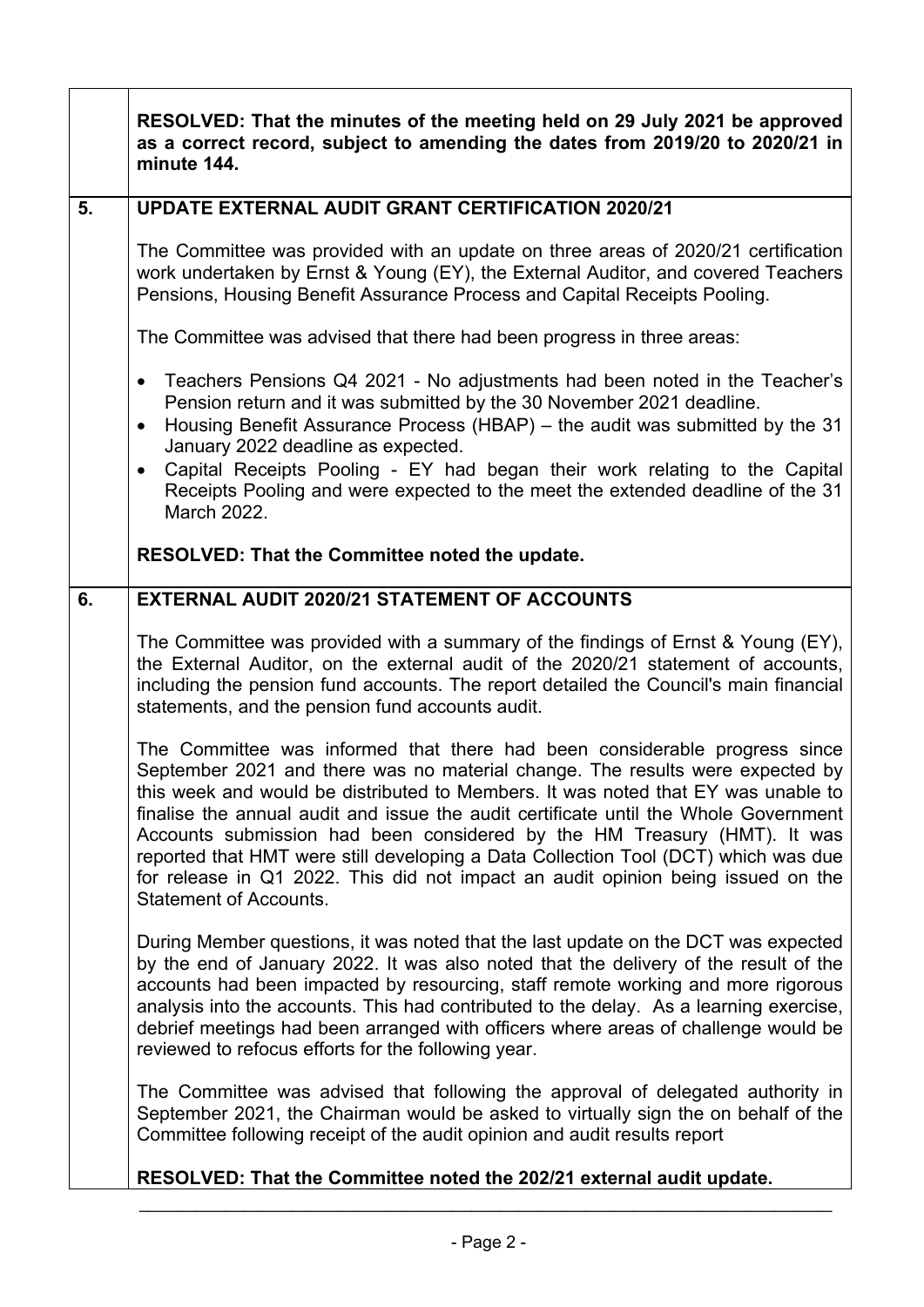**RESOLVED: That the minutes of the meeting held on 29 July 2021 be approved as a correct record, subject to amending the dates from 2019/20 to 2020/21 in minute 144.**

## 5. UPDATE EXTERNAL AUDIT GRANT CERTIFICATION 2020/21

The Committee was provided with an update on three areas of 2020/21 certification work undertaken by Ernst & Young (EY), the External Auditor, and covered Teachers Pensions, Housing Benefit Assurance Process and Capital Receipts Pooling.

The Committee was advised that there had been progress in three areas:

- Teachers Pensions Q4 2021 - No adjustments had been noted in the Teacher's Pension return and it was submitted by the 30 November 2021 deadline.
- Housing Benefit Assurance Process (HBAP) – the audit was submitted by the 31 January 2022 deadline as expected.
- Capital Receipts Pooling - EY had began their work relating to the Capital Receipts Pooling and were expected to the meet the extended deadline of the 31 March 2022.

**RESOLVED: That the Committee noted the update.**

## 6. EXTERNAL AUDIT 2020/21 STATEMENT OF ACCOUNTS

The Committee was provided with a summary of the findings of Ernst & Young (EY), the External Auditor, on the external audit of the 2020/21 statement of accounts, including the pension fund accounts. The report detailed the Council's main financial statements, and the pension fund accounts audit.

The Committee was informed that there had been considerable progress since September 2021 and there was no material change. The results were expected by this week and would be distributed to Members. It was noted that EY was unable to finalise the annual audit and issue the audit certificate until the Whole Government Accounts submission had been considered by the HM Treasury (HMT). It was reported that HMT were still developing a Data Collection Tool (DCT) which was due for release in Q1 2022. This did not impact an audit opinion being issued on the Statement of Accounts.

During Member questions, it was noted that the last update on the DCT was expected by the end of January 2022. It was also noted that the delivery of the result of the accounts had been impacted by resourcing, staff remote working and more rigorous analysis into the accounts. This had contributed to the delay. As a learning exercise, debrief meetings had been arranged with officers where areas of challenge would be reviewed to refocus efforts for the following year.

The Committee was advised that following the approval of delegated authority in September 2021, the Chairman would be asked to virtually sign the on behalf of the Committee following receipt of the audit opinion and audit results report

**RESOLVED: That the Committee noted the 202/21 external audit update.**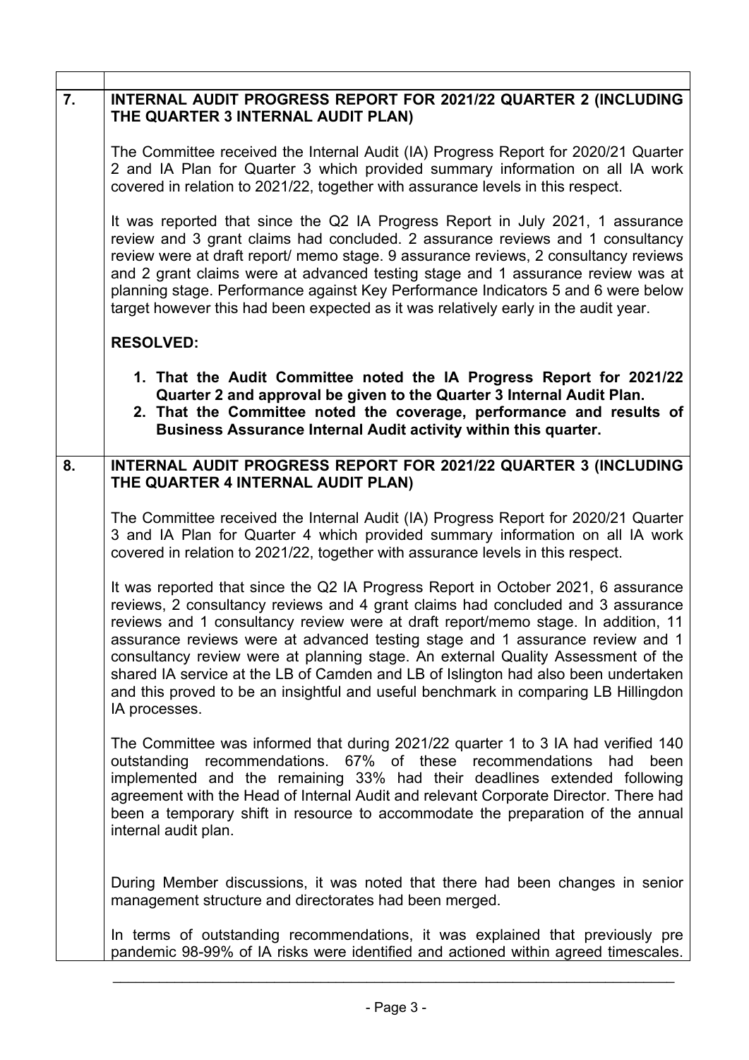| | |
|---|---|
| **7.** | **INTERNAL AUDIT PROGRESS REPORT FOR 2021/22 QUARTER 2 (INCLUDING THE QUARTER 3 INTERNAL AUDIT PLAN)**<br><br>The Committee received the Internal Audit (IA) Progress Report for 2020/21 Quarter 2 and IA Plan for Quarter 3 which provided summary information on all IA work covered in relation to 2021/22, together with assurance levels in this respect.<br><br>It was reported that since the Q2 IA Progress Report in July 2021, 1 assurance review and 3 grant claims had concluded. 2 assurance reviews and 1 consultancy review were at draft report/ memo stage. 9 assurance reviews, 2 consultancy reviews and 2 grant claims were at advanced testing stage and 1 assurance review was at planning stage. Performance against Key Performance Indicators 5 and 6 were below target however this had been expected as it was relatively early in the audit year.<br><br>**RESOLVED:**<br><br>**1. That the Audit Committee noted the IA Progress Report for 2021/22 Quarter 2 and approval be given to the Quarter 3 Internal Audit Plan.**<br>**2. That the Committee noted the coverage, performance and results of Business Assurance Internal Audit activity within this quarter.** |
| **8.** | **INTERNAL AUDIT PROGRESS REPORT FOR 2021/22 QUARTER 3 (INCLUDING THE QUARTER 4 INTERNAL AUDIT PLAN)**<br><br>The Committee received the Internal Audit (IA) Progress Report for 2020/21 Quarter 3 and IA Plan for Quarter 4 which provided summary information on all IA work covered in relation to 2021/22, together with assurance levels in this respect.<br><br>It was reported that since the Q2 IA Progress Report in October 2021, 6 assurance reviews, 2 consultancy reviews and 4 grant claims had concluded and 3 assurance reviews and 1 consultancy review were at draft report/memo stage. In addition, 11 assurance reviews were at advanced testing stage and 1 assurance review and 1 consultancy review were at planning stage. An external Quality Assessment of the shared IA service at the LB of Camden and LB of Islington had also been undertaken and this proved to be an insightful and useful benchmark in comparing LB Hillingdon IA processes.<br><br>The Committee was informed that during 2021/22 quarter 1 to 3 IA had verified 140 outstanding recommendations. 67% of these recommendations had been implemented and the remaining 33% had their deadlines extended following agreement with the Head of Internal Audit and relevant Corporate Director. There had been a temporary shift in resource to accommodate the preparation of the annual internal audit plan.<br><br>During Member discussions, it was noted that there had been changes in senior management structure and directorates had been merged.<br><br>In terms of outstanding recommendations, it was explained that previously pre pandemic 98-99% of IA risks were identified and actioned within agreed timescales. |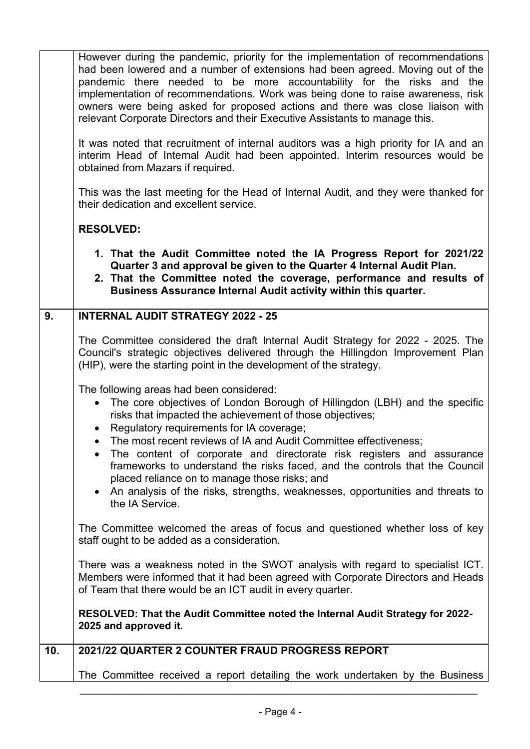However during the pandemic, priority for the implementation of recommendations had been lowered and a number of extensions had been agreed. Moving out of the pandemic there needed to be more accountability for the risks and the implementation of recommendations. Work was being done to raise awareness, risk owners were being asked for proposed actions and there was close liaison with relevant Corporate Directors and their Executive Assistants to manage this.

It was noted that recruitment of internal auditors was a high priority for IA and an interim Head of Internal Audit had been appointed. Interim resources would be obtained from Mazars if required.

This was the last meeting for the Head of Internal Audit, and they were thanked for their dedication and excellent service.

**RESOLVED:**

1. **That the Audit Committee noted the IA Progress Report for 2021/22 Quarter 3 and approval be given to the Quarter 4 Internal Audit Plan.**
2. **That the Committee noted the coverage, performance and results of Business Assurance Internal Audit activity within this quarter.**

## 9. INTERNAL AUDIT STRATEGY 2022 - 25

The Committee considered the draft Internal Audit Strategy for 2022 - 2025. The Council's strategic objectives delivered through the Hillingdon Improvement Plan (HIP), were the starting point in the development of the strategy.

The following areas had been considered:

- The core objectives of London Borough of Hillingdon (LBH) and the specific risks that impacted the achievement of those objectives;
- Regulatory requirements for IA coverage;
- The most recent reviews of IA and Audit Committee effectiveness;
- The content of corporate and directorate risk registers and assurance frameworks to understand the risks faced, and the controls that the Council placed reliance on to manage those risks; and
- An analysis of the risks, strengths, weaknesses, opportunities and threats to the IA Service.

The Committee welcomed the areas of focus and questioned whether loss of key staff ought to be added as a consideration.

There was a weakness noted in the SWOT analysis with regard to specialist ICT. Members were informed that it had been agreed with Corporate Directors and Heads of Team that there would be an ICT audit in every quarter.

**RESOLVED: That the Audit Committee noted the Internal Audit Strategy for 2022-2025 and approved it.**

## 10. 2021/22 QUARTER 2 COUNTER FRAUD PROGRESS REPORT

The Committee received a report detailing the work undertaken by the Business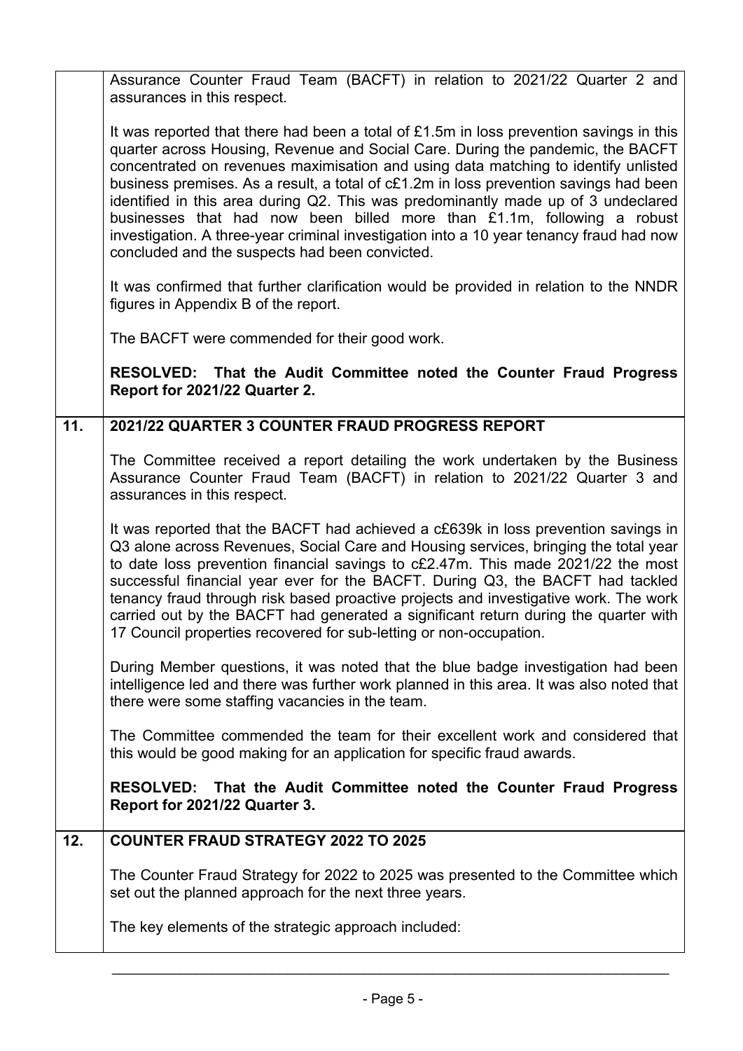Assurance Counter Fraud Team (BACFT) in relation to 2021/22 Quarter 2 and assurances in this respect.

It was reported that there had been a total of £1.5m in loss prevention savings in this quarter across Housing, Revenue and Social Care. During the pandemic, the BACFT concentrated on revenues maximisation and using data matching to identify unlisted business premises. As a result, a total of c£1.2m in loss prevention savings had been identified in this area during Q2. This was predominantly made up of 3 undeclared businesses that had now been billed more than £1.1m, following a robust investigation. A three-year criminal investigation into a 10 year tenancy fraud had now concluded and the suspects had been convicted.

It was confirmed that further clarification would be provided in relation to the NNDR figures in Appendix B of the report.

The BACFT were commended for their good work.

**RESOLVED: That the Audit Committee noted the Counter Fraud Progress Report for 2021/22 Quarter 2.**

## 11. 2021/22 QUARTER 3 COUNTER FRAUD PROGRESS REPORT

The Committee received a report detailing the work undertaken by the Business Assurance Counter Fraud Team (BACFT) in relation to 2021/22 Quarter 3 and assurances in this respect.

It was reported that the BACFT had achieved a c£639k in loss prevention savings in Q3 alone across Revenues, Social Care and Housing services, bringing the total year to date loss prevention financial savings to c£2.47m. This made 2021/22 the most successful financial year ever for the BACFT. During Q3, the BACFT had tackled tenancy fraud through risk based proactive projects and investigative work. The work carried out by the BACFT had generated a significant return during the quarter with 17 Council properties recovered for sub-letting or non-occupation.

During Member questions, it was noted that the blue badge investigation had been intelligence led and there was further work planned in this area. It was also noted that there were some staffing vacancies in the team.

The Committee commended the team for their excellent work and considered that this would be good making for an application for specific fraud awards.

**RESOLVED: That the Audit Committee noted the Counter Fraud Progress Report for 2021/22 Quarter 3.**

## 12. COUNTER FRAUD STRATEGY 2022 TO 2025

The Counter Fraud Strategy for 2022 to 2025 was presented to the Committee which set out the planned approach for the next three years.

The key elements of the strategic approach included: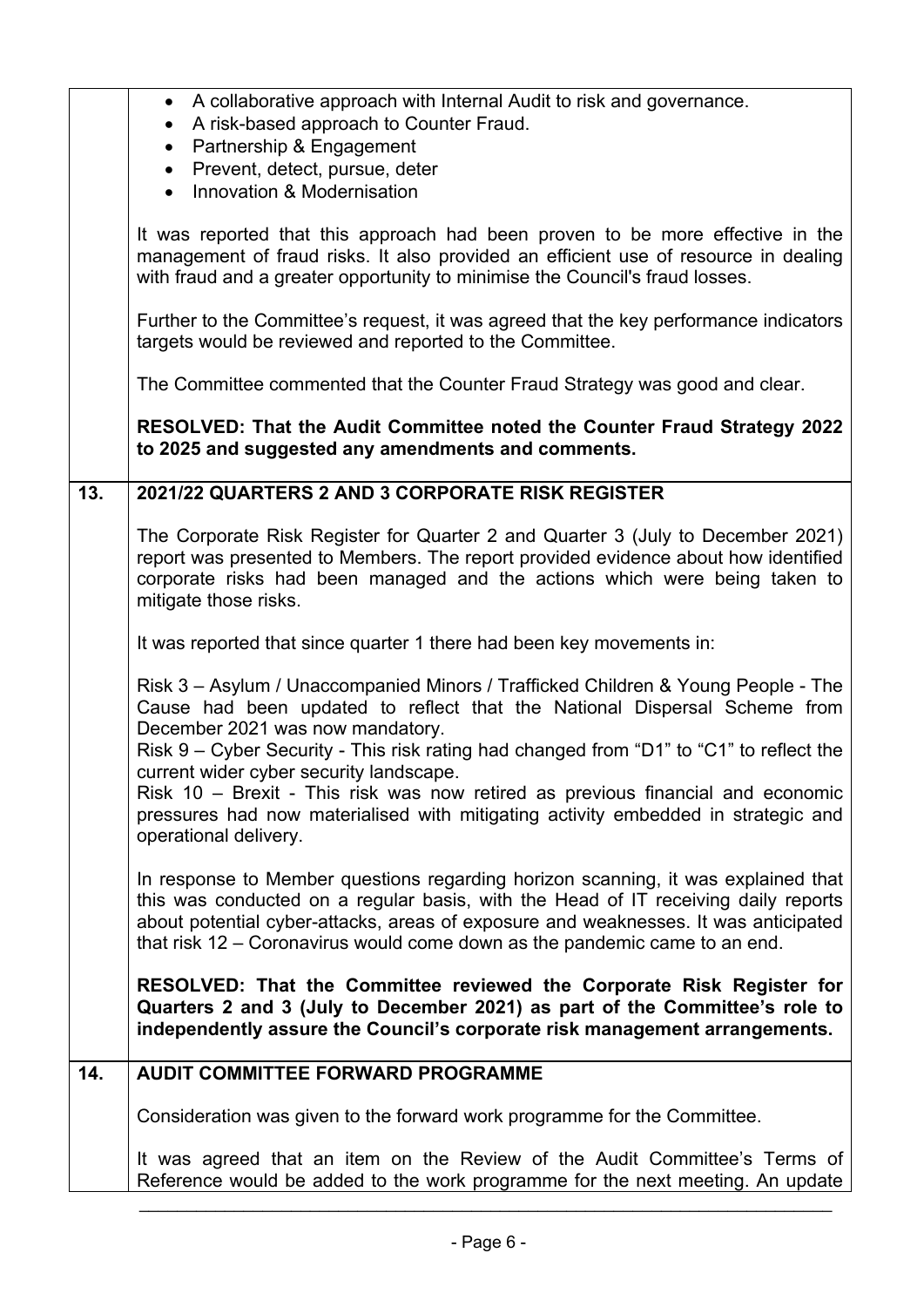- A collaborative approach with Internal Audit to risk and governance.
- A risk-based approach to Counter Fraud.
- Partnership & Engagement
- Prevent, detect, pursue, deter
- Innovation & Modernisation

It was reported that this approach had been proven to be more effective in the management of fraud risks. It also provided an efficient use of resource in dealing with fraud and a greater opportunity to minimise the Council's fraud losses.

Further to the Committee's request, it was agreed that the key performance indicators targets would be reviewed and reported to the Committee.

The Committee commented that the Counter Fraud Strategy was good and clear.

**RESOLVED: That the Audit Committee noted the Counter Fraud Strategy 2022 to 2025 and suggested any amendments and comments.**

## 13. 2021/22 QUARTERS 2 AND 3 CORPORATE RISK REGISTER

The Corporate Risk Register for Quarter 2 and Quarter 3 (July to December 2021) report was presented to Members. The report provided evidence about how identified corporate risks had been managed and the actions which were being taken to mitigate those risks.

It was reported that since quarter 1 there had been key movements in:

Risk 3 – Asylum / Unaccompanied Minors / Trafficked Children & Young People - The Cause had been updated to reflect that the National Dispersal Scheme from December 2021 was now mandatory.
Risk 9 – Cyber Security - This risk rating had changed from "D1" to "C1" to reflect the current wider cyber security landscape.
Risk 10 – Brexit - This risk was now retired as previous financial and economic pressures had now materialised with mitigating activity embedded in strategic and operational delivery.

In response to Member questions regarding horizon scanning, it was explained that this was conducted on a regular basis, with the Head of IT receiving daily reports about potential cyber-attacks, areas of exposure and weaknesses. It was anticipated that risk 12 – Coronavirus would come down as the pandemic came to an end.

**RESOLVED: That the Committee reviewed the Corporate Risk Register for Quarters 2 and 3 (July to December 2021) as part of the Committee's role to independently assure the Council's corporate risk management arrangements.**

## 14. AUDIT COMMITTEE FORWARD PROGRAMME

Consideration was given to the forward work programme for the Committee.

It was agreed that an item on the Review of the Audit Committee's Terms of Reference would be added to the work programme for the next meeting. An update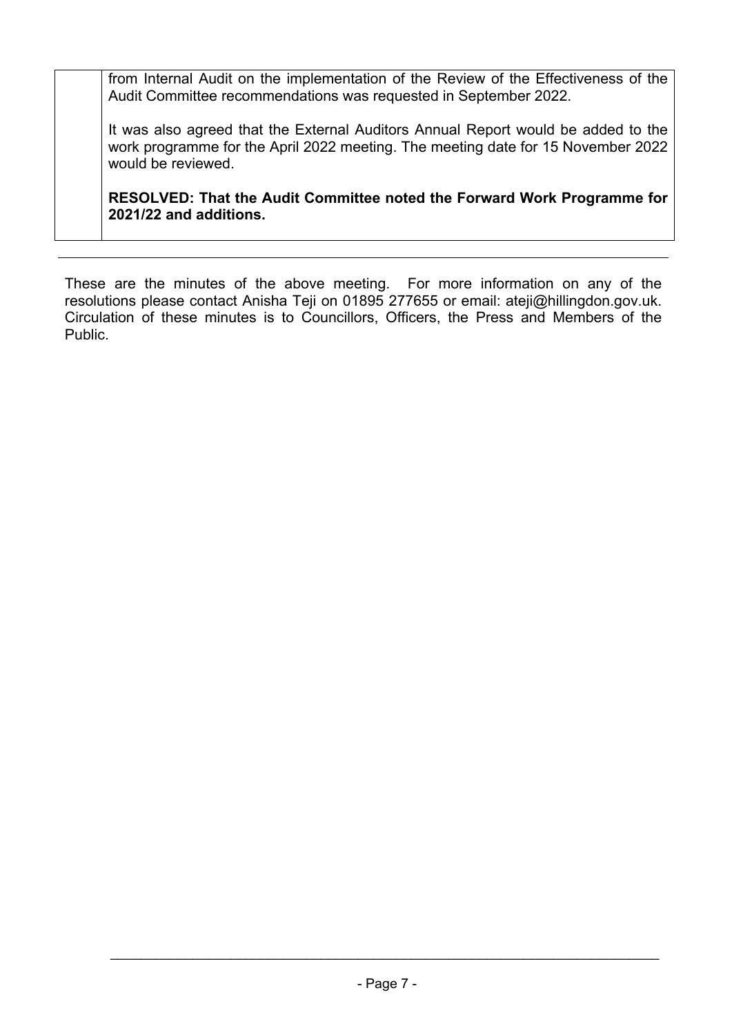| | |
|---|---|
| | from Internal Audit on the implementation of the Review of the Effectiveness of the Audit Committee recommendations was requested in September 2022.<br><br>It was also agreed that the External Auditors Annual Report would be added to the work programme for the April 2022 meeting. The meeting date for 15 November 2022 would be reviewed.<br><br>**RESOLVED: That the Audit Committee noted the Forward Work Programme for 2021/22 and additions.** |

---

These are the minutes of the above meeting. For more information on any of the resolutions please contact Anisha Teji on 01895 277655 or email: ateji@hillingdon.gov.uk. Circulation of these minutes is to Councillors, Officers, the Press and Members of the Public.